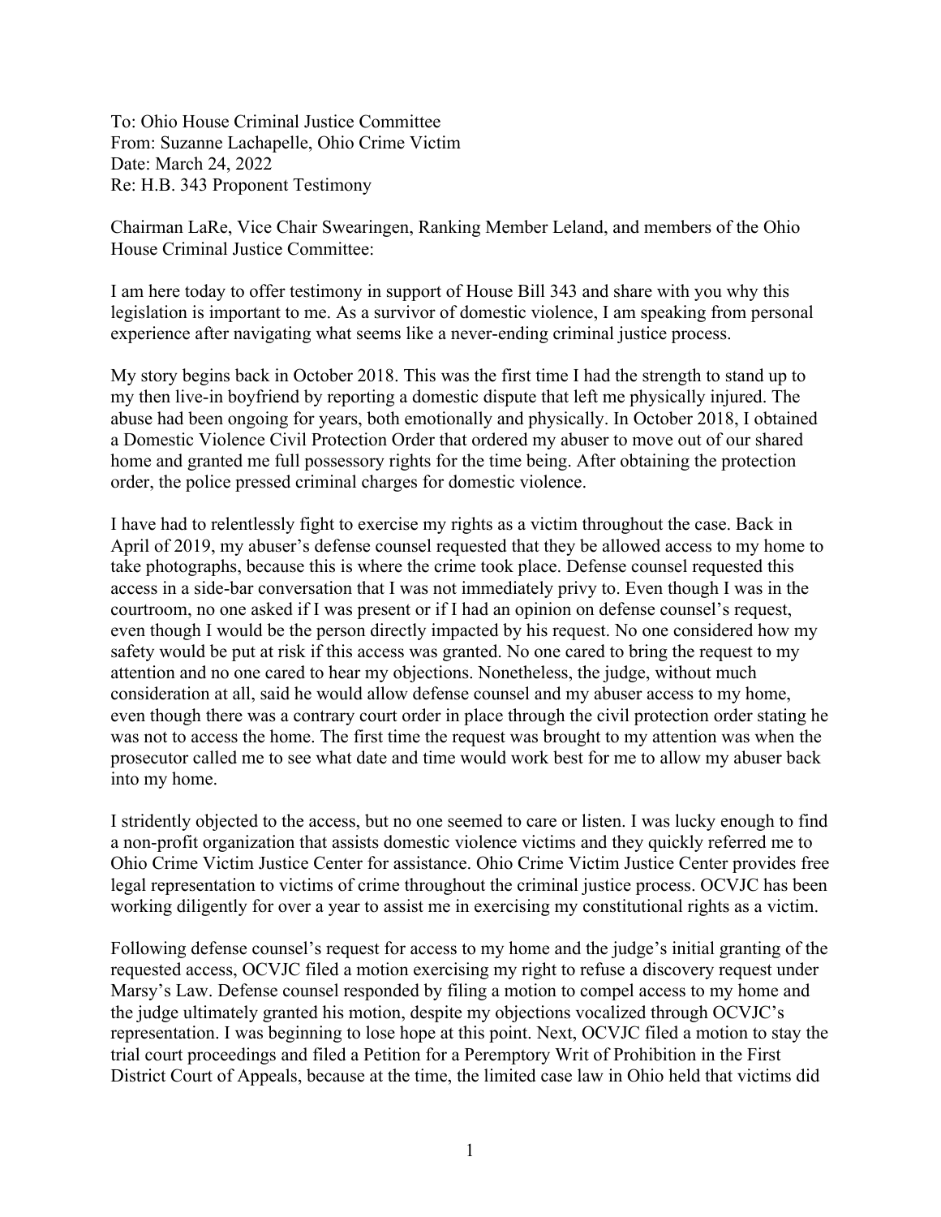To: Ohio House Criminal Justice Committee
From: Suzanne Lachapelle, Ohio Crime Victim
Date: March 24, 2022
Re: H.B. 343 Proponent Testimony

Chairman LaRe, Vice Chair Swearingen, Ranking Member Leland, and members of the Ohio House Criminal Justice Committee:

I am here today to offer testimony in support of House Bill 343 and share with you why this legislation is important to me. As a survivor of domestic violence, I am speaking from personal experience after navigating what seems like a never-ending criminal justice process.

My story begins back in October 2018. This was the first time I had the strength to stand up to my then live-in boyfriend by reporting a domestic dispute that left me physically injured. The abuse had been ongoing for years, both emotionally and physically. In October 2018, I obtained a Domestic Violence Civil Protection Order that ordered my abuser to move out of our shared home and granted me full possessory rights for the time being. After obtaining the protection order, the police pressed criminal charges for domestic violence.

I have had to relentlessly fight to exercise my rights as a victim throughout the case. Back in April of 2019, my abuser's defense counsel requested that they be allowed access to my home to take photographs, because this is where the crime took place. Defense counsel requested this access in a side-bar conversation that I was not immediately privy to. Even though I was in the courtroom, no one asked if I was present or if I had an opinion on defense counsel's request, even though I would be the person directly impacted by his request. No one considered how my safety would be put at risk if this access was granted. No one cared to bring the request to my attention and no one cared to hear my objections. Nonetheless, the judge, without much consideration at all, said he would allow defense counsel and my abuser access to my home, even though there was a contrary court order in place through the civil protection order stating he was not to access the home. The first time the request was brought to my attention was when the prosecutor called me to see what date and time would work best for me to allow my abuser back into my home.

I stridently objected to the access, but no one seemed to care or listen. I was lucky enough to find a non-profit organization that assists domestic violence victims and they quickly referred me to Ohio Crime Victim Justice Center for assistance. Ohio Crime Victim Justice Center provides free legal representation to victims of crime throughout the criminal justice process. OCVJC has been working diligently for over a year to assist me in exercising my constitutional rights as a victim.

Following defense counsel's request for access to my home and the judge's initial granting of the requested access, OCVJC filed a motion exercising my right to refuse a discovery request under Marsy's Law. Defense counsel responded by filing a motion to compel access to my home and the judge ultimately granted his motion, despite my objections vocalized through OCVJC's representation. I was beginning to lose hope at this point. Next, OCVJC filed a motion to stay the trial court proceedings and filed a Petition for a Peremptory Writ of Prohibition in the First District Court of Appeals, because at the time, the limited case law in Ohio held that victims did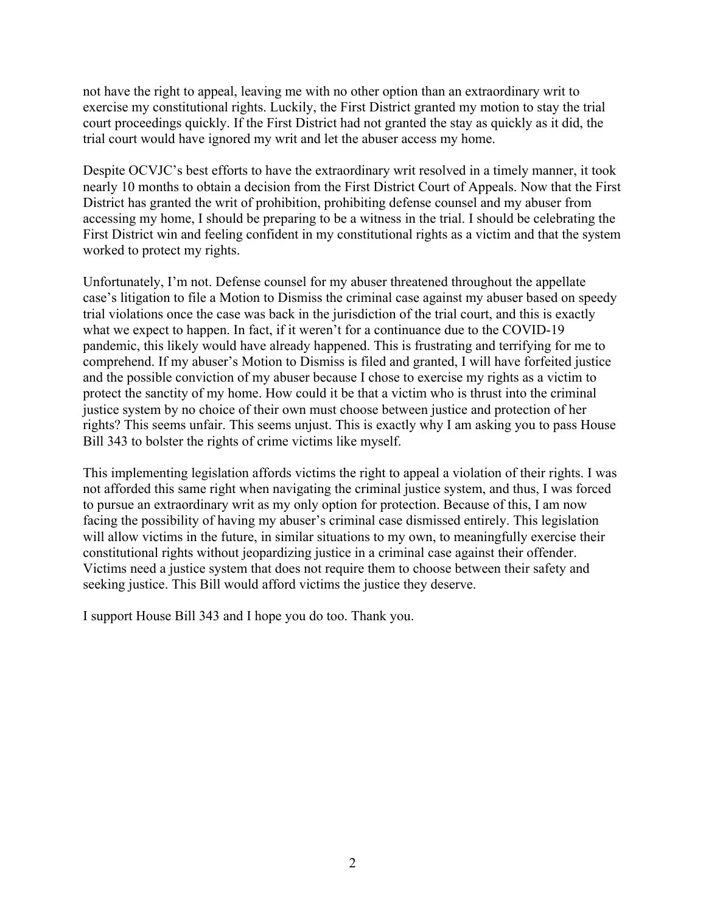not have the right to appeal, leaving me with no other option than an extraordinary writ to exercise my constitutional rights. Luckily, the First District granted my motion to stay the trial court proceedings quickly. If the First District had not granted the stay as quickly as it did, the trial court would have ignored my writ and let the abuser access my home.

Despite OCVJC's best efforts to have the extraordinary writ resolved in a timely manner, it took nearly 10 months to obtain a decision from the First District Court of Appeals. Now that the First District has granted the writ of prohibition, prohibiting defense counsel and my abuser from accessing my home, I should be preparing to be a witness in the trial. I should be celebrating the First District win and feeling confident in my constitutional rights as a victim and that the system worked to protect my rights.

Unfortunately, I'm not. Defense counsel for my abuser threatened throughout the appellate case's litigation to file a Motion to Dismiss the criminal case against my abuser based on speedy trial violations once the case was back in the jurisdiction of the trial court, and this is exactly what we expect to happen. In fact, if it weren't for a continuance due to the COVID-19 pandemic, this likely would have already happened. This is frustrating and terrifying for me to comprehend. If my abuser's Motion to Dismiss is filed and granted, I will have forfeited justice and the possible conviction of my abuser because I chose to exercise my rights as a victim to protect the sanctity of my home. How could it be that a victim who is thrust into the criminal justice system by no choice of their own must choose between justice and protection of her rights? This seems unfair. This seems unjust. This is exactly why I am asking you to pass House Bill 343 to bolster the rights of crime victims like myself.

This implementing legislation affords victims the right to appeal a violation of their rights. I was not afforded this same right when navigating the criminal justice system, and thus, I was forced to pursue an extraordinary writ as my only option for protection. Because of this, I am now facing the possibility of having my abuser's criminal case dismissed entirely. This legislation will allow victims in the future, in similar situations to my own, to meaningfully exercise their constitutional rights without jeopardizing justice in a criminal case against their offender. Victims need a justice system that does not require them to choose between their safety and seeking justice. This Bill would afford victims the justice they deserve.

I support House Bill 343 and I hope you do too. Thank you.